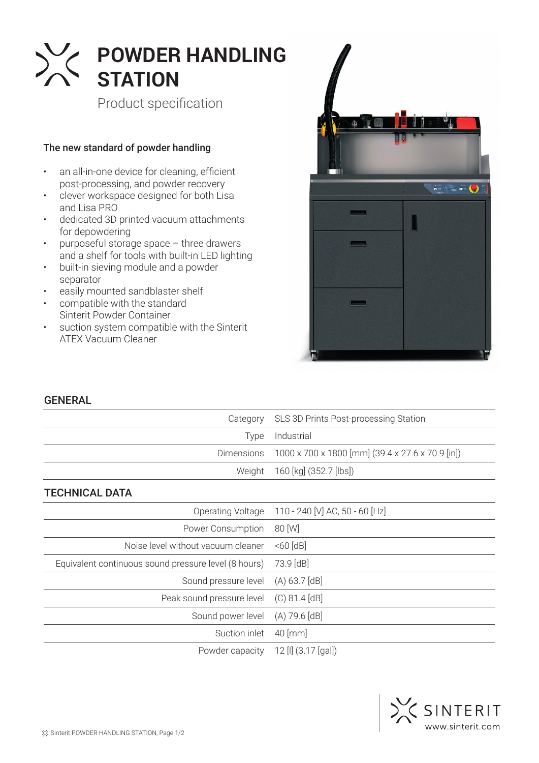# POWDER HANDLING STATION

Product specification

### The new standard of powder handling

- an all-in-one device for cleaning, efficient post-processing, and powder recovery
- clever workspace designed for both Lisa and Lisa PRO
- dedicated 3D printed vacuum attachments for depowdering
- purposeful storage space – three drawers and a shelf for tools with built-in LED lighting
- built-in sieving module and a powder separator
- easily mounted sandblaster shelf
- compatible with the standard Sinterit Powder Container
- suction system compatible with the Sinterit ATEX Vacuum Cleaner

## GENERAL

| | |
|---|---|
| Category | SLS 3D Prints Post-processing Station |
| Type | Industrial |
| Dimensions | 1000 x 700 x 1800 [mm] (39.4 x 27.6 x 70.9 [in]) |
| Weight | 160 [kg] (352.7 [lbs]) |

## TECHNICAL DATA

| | |
|---|---|
| Operating Voltage | 110 - 240 [V] AC, 50 - 60 [Hz] |
| Power Consumption | 80 [W] |
| Noise level without vacuum cleaner | <60 [dB] |
| Equivalent continuous sound pressure level (8 hours) | 73.9 [dB] |
| Sound pressure level | (A) 63.7 [dB] |
| Peak sound pressure level | (C) 81.4 [dB] |
| Sound power level | (A) 79.6 [dB] |
| Suction inlet | 40 [mm] |
| Powder capacity | 12 [l] (3.17 [gal]) |

SINTERIT
www.sinterit.com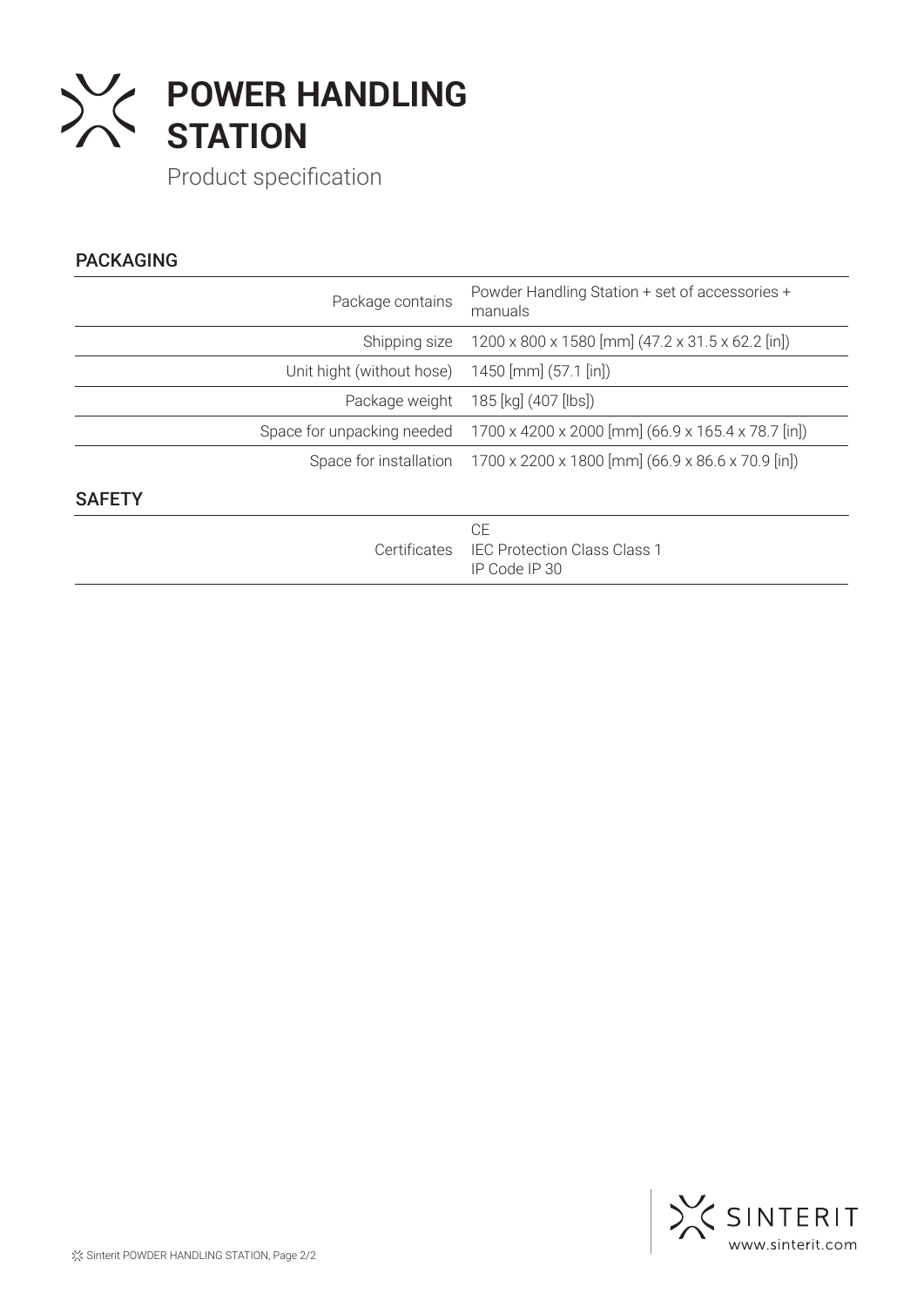# POWER HANDLING STATION

Product specification

## PACKAGING

| | |
|---|---|
| Package contains | Powder Handling Station + set of accessories + manuals |
| Shipping size | 1200 x 800 x 1580 [mm] (47.2 x 31.5 x 62.2 [in]) |
| Unit hight (without hose) | 1450 [mm] (57.1 [in]) |
| Package weight | 185 [kg] (407 [lbs]) |
| Space for unpacking needed | 1700 x 4200 x 2000 [mm] (66.9 x 165.4 x 78.7 [in]) |
| Space for installation | 1700 x 2200 x 1800 [mm] (66.9 x 86.6 x 70.9 [in]) |

## SAFETY

| | |
|---|---|
| Certificates | CE<br>IEC Protection Class Class 1<br>IP Code IP 30 |